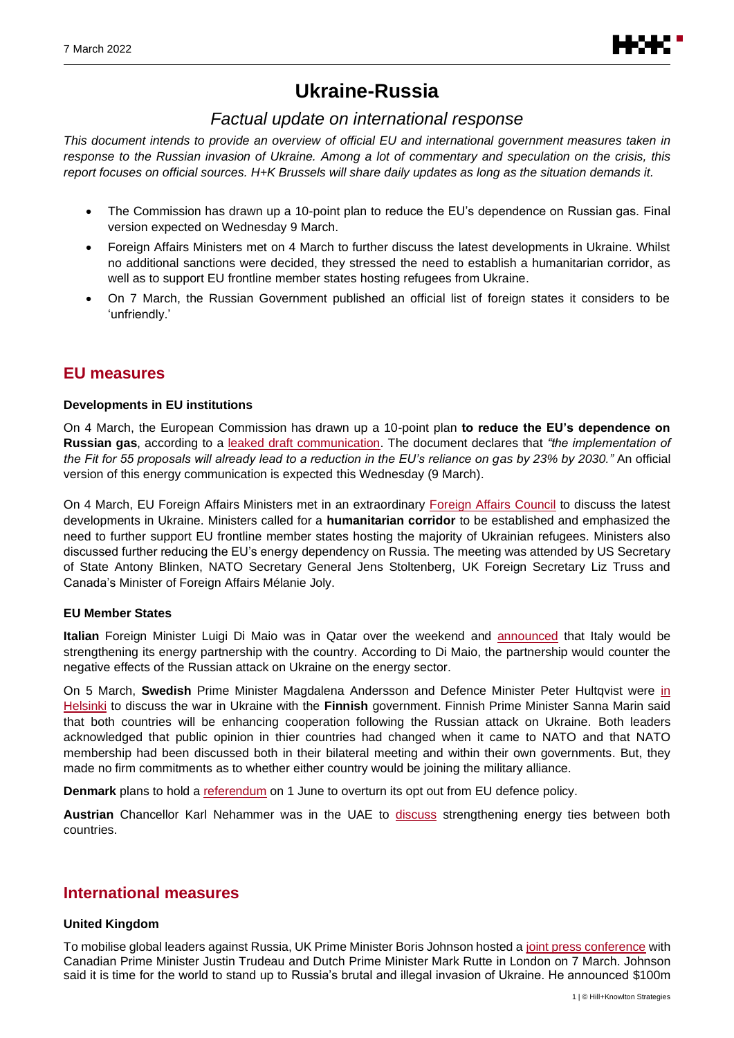# Ukraine-Russia

## *Factual update on international response*

*This document intends to provide an overview of official EU and international government measures taken in response to the Russian invasion of Ukraine. Among a lot of commentary and speculation on the crisis, this report focuses on official sources. H+K Brussels will share daily updates as long as the situation demands it.*

- The Commission has drawn up a 10-point plan to reduce the EU's dependence on Russian gas. Final version expected on Wednesday 9 March.
- Foreign Affairs Ministers met on 4 March to further discuss the latest developments in Ukraine. Whilst no additional sanctions were decided, they stressed the need to establish a humanitarian corridor, as well as to support EU frontline member states hosting refugees from Ukraine.
- On 7 March, the Russian Government published an official list of foreign states it considers to be 'unfriendly.'

## EU measures

### Developments in EU institutions

On 4 March, the European Commission has drawn up a 10-point plan **to reduce the EU's dependence on Russian gas**, according to a leaked draft communication. The document declares that *"the implementation of the Fit for 55 proposals will already lead to a reduction in the EU's reliance on gas by 23% by 2030."* An official version of this energy communication is expected this Wednesday (9 March).

On 4 March, EU Foreign Affairs Ministers met in an extraordinary Foreign Affairs Council to discuss the latest developments in Ukraine. Ministers called for a **humanitarian corridor** to be established and emphasized the need to further support EU frontline member states hosting the majority of Ukrainian refugees. Ministers also discussed further reducing the EU's energy dependency on Russia. The meeting was attended by US Secretary of State Antony Blinken, NATO Secretary General Jens Stoltenberg, UK Foreign Secretary Liz Truss and Canada's Minister of Foreign Affairs Mélanie Joly.

### EU Member States

**Italian** Foreign Minister Luigi Di Maio was in Qatar over the weekend and announced that Italy would be strengthening its energy partnership with the country. According to Di Maio, the partnership would counter the negative effects of the Russian attack on Ukraine on the energy sector.

On 5 March, **Swedish** Prime Minister Magdalena Andersson and Defence Minister Peter Hultqvist were in Helsinki to discuss the war in Ukraine with the **Finnish** government. Finnish Prime Minister Sanna Marin said that both countries will be enhancing cooperation following the Russian attack on Ukraine. Both leaders acknowledged that public opinion in thier countries had changed when it came to NATO and that NATO membership had been discussed both in their bilateral meeting and within their own governments. But, they made no firm commitments as to whether either country would be joining the military alliance.

**Denmark** plans to hold a referendum on 1 June to overturn its opt out from EU defence policy.

**Austrian** Chancellor Karl Nehammer was in the UAE to discuss strengthening energy ties between both countries.

## International measures

### United Kingdom

To mobilise global leaders against Russia, UK Prime Minister Boris Johnson hosted a joint press conference with Canadian Prime Minister Justin Trudeau and Dutch Prime Minister Mark Rutte in London on 7 March. Johnson said it is time for the world to stand up to Russia's brutal and illegal invasion of Ukraine. He announced $100m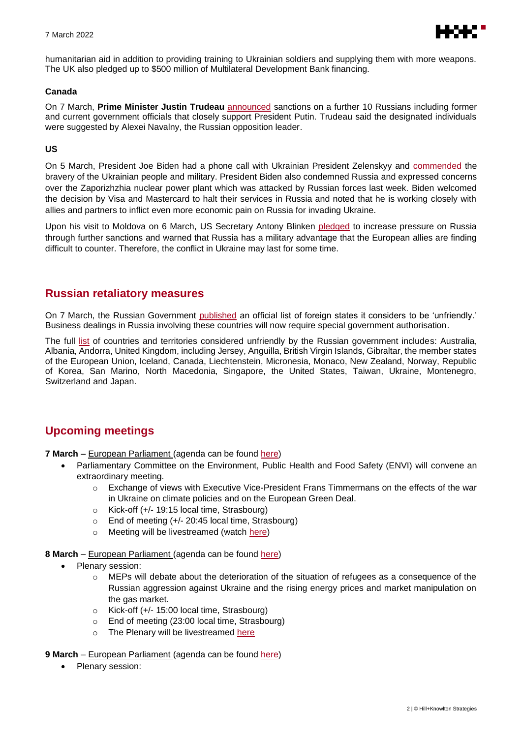humanitarian aid in addition to providing training to Ukrainian soldiers and supplying them with more weapons. The UK also pledged up to $500 million of Multilateral Development Bank financing.

### Canada

On 7 March, **Prime Minister Justin Trudeau** announced sanctions on a further 10 Russians including former and current government officials that closely support President Putin. Trudeau said the designated individuals were suggested by Alexei Navalny, the Russian opposition leader.

### US

On 5 March, President Joe Biden had a phone call with Ukrainian President Zelenskyy and commended the bravery of the Ukrainian people and military. President Biden also condemned Russia and expressed concerns over the Zaporizhzhia nuclear power plant which was attacked by Russian forces last week. Biden welcomed the decision by Visa and Mastercard to halt their services in Russia and noted that he is working closely with allies and partners to inflict even more economic pain on Russia for invading Ukraine.

Upon his visit to Moldova on 6 March, US Secretary Antony Blinken pledged to increase pressure on Russia through further sanctions and warned that Russia has a military advantage that the European allies are finding difficult to counter. Therefore, the conflict in Ukraine may last for some time.

## Russian retaliatory measures

On 7 March, the Russian Government published an official list of foreign states it considers to be 'unfriendly.' Business dealings in Russia involving these countries will now require special government authorisation.

The full list of countries and territories considered unfriendly by the Russian government includes: Australia, Albania, Andorra, United Kingdom, including Jersey, Anguilla, British Virgin Islands, Gibraltar, the member states of the European Union, Iceland, Canada, Liechtenstein, Micronesia, Monaco, New Zealand, Norway, Republic of Korea, San Marino, North Macedonia, Singapore, the United States, Taiwan, Ukraine, Montenegro, Switzerland and Japan.

## Upcoming meetings

**7 March** – European Parliament (agenda can be found here)

- Parliamentary Committee on the Environment, Public Health and Food Safety (ENVI) will convene an extraordinary meeting.
    - Exchange of views with Executive Vice-President Frans Timmermans on the effects of the war in Ukraine on climate policies and on the European Green Deal.
    - Kick-off (+/- 19:15 local time, Strasbourg)
    - End of meeting (+/- 20:45 local time, Strasbourg)
    - Meeting will be livestreamed (watch here)

**8 March** – European Parliament (agenda can be found here)

- Plenary session:
    - MEPs will debate about the deterioration of the situation of refugees as a consequence of the Russian aggression against Ukraine and the rising energy prices and market manipulation on the gas market.
    - Kick-off (+/- 15:00 local time, Strasbourg)
    - End of meeting (23:00 local time, Strasbourg)
    - The Plenary will be livestreamed here

**9 March** – European Parliament (agenda can be found here)

- Plenary session: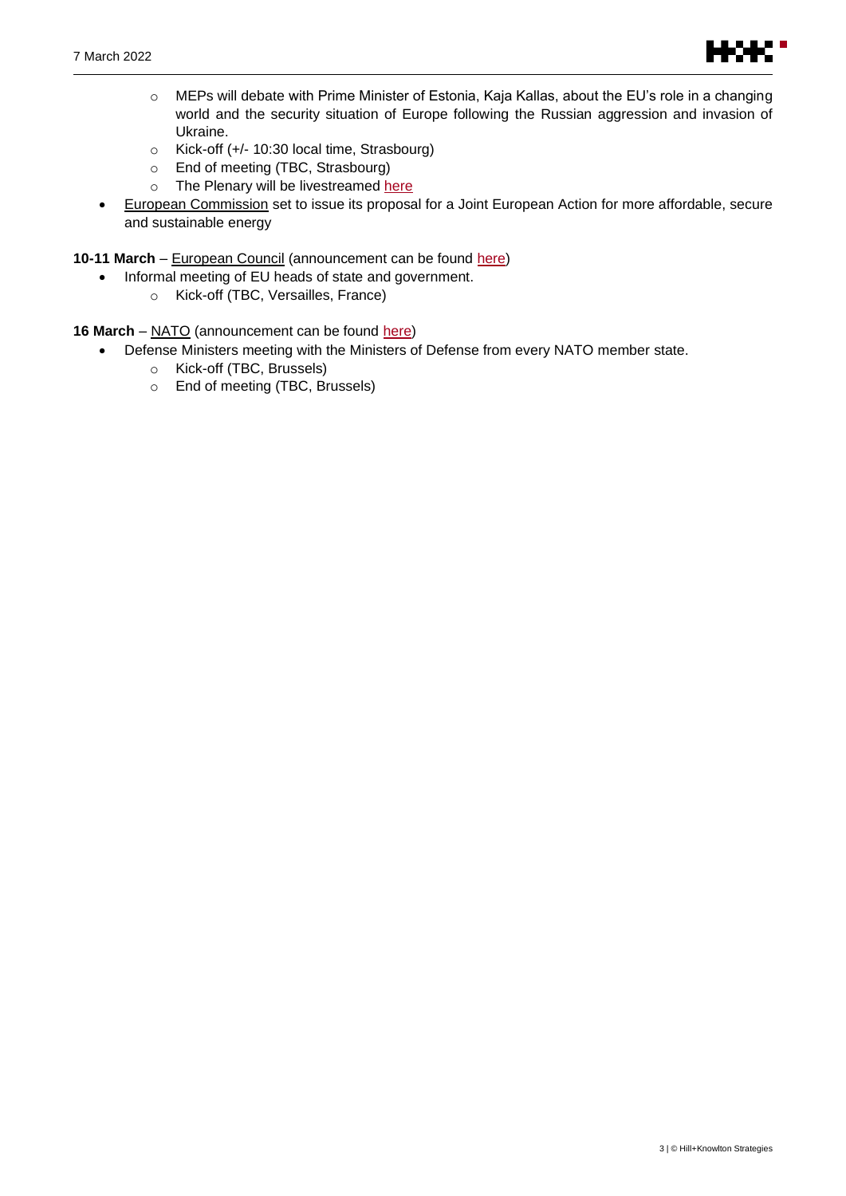- MEPs will debate with Prime Minister of Estonia, Kaja Kallas, about the EU's role in a changing world and the security situation of Europe following the Russian aggression and invasion of Ukraine.
  - Kick-off (+/- 10:30 local time, Strasbourg)
  - End of meeting (TBC, Strasbourg)
  - The Plenary will be livestreamed here
- European Commission set to issue its proposal for a Joint European Action for more affordable, secure and sustainable energy

**10-11 March** – European Council (announcement can be found here)

- Informal meeting of EU heads of state and government.
  - Kick-off (TBC, Versailles, France)

**16 March** – NATO (announcement can be found here)

- Defense Ministers meeting with the Ministers of Defense from every NATO member state.
  - Kick-off (TBC, Brussels)
  - End of meeting (TBC, Brussels)